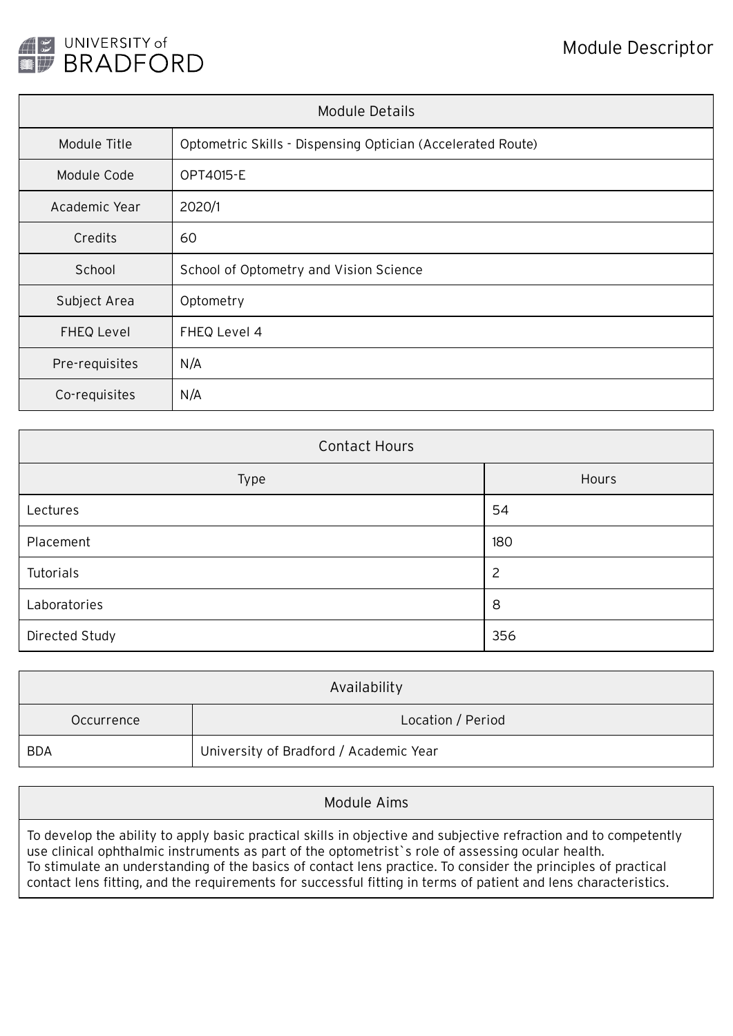# Module Descriptor

UNIVERSITY of BRADFORD

| Module Details | |
|---|---|
| Module Title | Optometric Skills - Dispensing Optician (Accelerated Route) |
| Module Code | OPT4015-E |
| Academic Year | 2020/1 |
| Credits | 60 |
| School | School of Optometry and Vision Science |
| Subject Area | Optometry |
| FHEQ Level | FHEQ Level 4 |
| Pre-requisites | N/A |
| Co-requisites | N/A |

| Contact Hours | |
|---|---|
| Type | Hours |
| Lectures | 54 |
| Placement | 180 |
| Tutorials | 2 |
| Laboratories | 8 |
| Directed Study | 356 |

| Availability | |
|---|---|
| Occurrence | Location / Period |
| BDA | University of Bradford / Academic Year |

## Module Aims

To develop the ability to apply basic practical skills in objective and subjective refraction and to competently use clinical ophthalmic instruments as part of the optometrist`s role of assessing ocular health.
To stimulate an understanding of the basics of contact lens practice. To consider the principles of practical contact lens fitting, and the requirements for successful fitting in terms of patient and lens characteristics.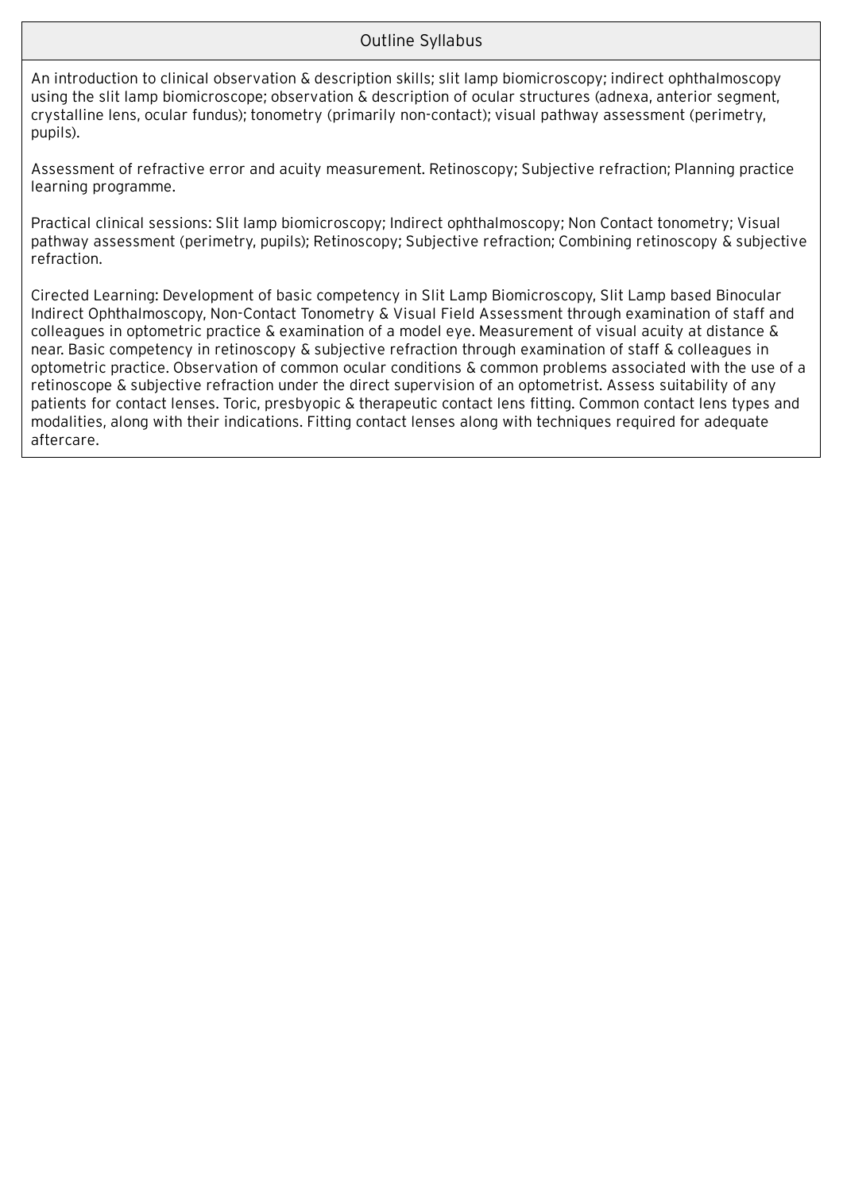## Outline Syllabus

An introduction to clinical observation & description skills; slit lamp biomicroscopy; indirect ophthalmoscopy using the slit lamp biomicroscope; observation & description of ocular structures (adnexa, anterior segment, crystalline lens, ocular fundus); tonometry (primarily non-contact); visual pathway assessment (perimetry, pupils).

Assessment of refractive error and acuity measurement. Retinoscopy; Subjective refraction; Planning practice learning programme.

Practical clinical sessions: Slit lamp biomicroscopy; Indirect ophthalmoscopy; Non Contact tonometry; Visual pathway assessment (perimetry, pupils); Retinoscopy; Subjective refraction; Combining retinoscopy & subjective refraction.

Cirected Learning: Development of basic competency in Slit Lamp Biomicroscopy, Slit Lamp based Binocular Indirect Ophthalmoscopy, Non-Contact Tonometry & Visual Field Assessment through examination of staff and colleagues in optometric practice & examination of a model eye. Measurement of visual acuity at distance & near. Basic competency in retinoscopy & subjective refraction through examination of staff & colleagues in optometric practice. Observation of common ocular conditions & common problems associated with the use of a retinoscope & subjective refraction under the direct supervision of an optometrist. Assess suitability of any patients for contact lenses. Toric, presbyopic & therapeutic contact lens fitting. Common contact lens types and modalities, along with their indications. Fitting contact lenses along with techniques required for adequate aftercare.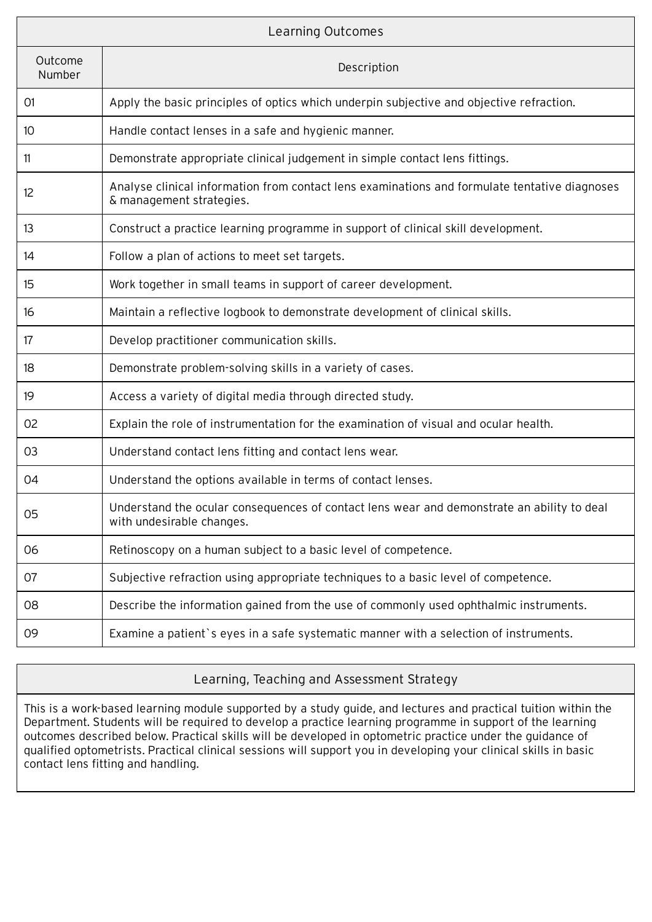## Learning Outcomes

| Outcome Number | Description |
|---|---|
| 01 | Apply the basic principles of optics which underpin subjective and objective refraction. |
| 10 | Handle contact lenses in a safe and hygienic manner. |
| 11 | Demonstrate appropriate clinical judgement in simple contact lens fittings. |
| 12 | Analyse clinical information from contact lens examinations and formulate tentative diagnoses & management strategies. |
| 13 | Construct a practice learning programme in support of clinical skill development. |
| 14 | Follow a plan of actions to meet set targets. |
| 15 | Work together in small teams in support of career development. |
| 16 | Maintain a reflective logbook to demonstrate development of clinical skills. |
| 17 | Develop practitioner communication skills. |
| 18 | Demonstrate problem-solving skills in a variety of cases. |
| 19 | Access a variety of digital media through directed study. |
| 02 | Explain the role of instrumentation for the examination of visual and ocular health. |
| 03 | Understand contact lens fitting and contact lens wear. |
| 04 | Understand the options available in terms of contact lenses. |
| 05 | Understand the ocular consequences of contact lens wear and demonstrate an ability to deal with undesirable changes. |
| 06 | Retinoscopy on a human subject to a basic level of competence. |
| 07 | Subjective refraction using appropriate techniques to a basic level of competence. |
| 08 | Describe the information gained from the use of commonly used ophthalmic instruments. |
| 09 | Examine a patient`s eyes in a safe systematic manner with a selection of instruments. |

## Learning, Teaching and Assessment Strategy

This is a work-based learning module supported by a study guide, and lectures and practical tuition within the Department. Students will be required to develop a practice learning programme in support of the learning outcomes described below. Practical skills will be developed in optometric practice under the guidance of qualified optometrists. Practical clinical sessions will support you in developing your clinical skills in basic contact lens fitting and handling.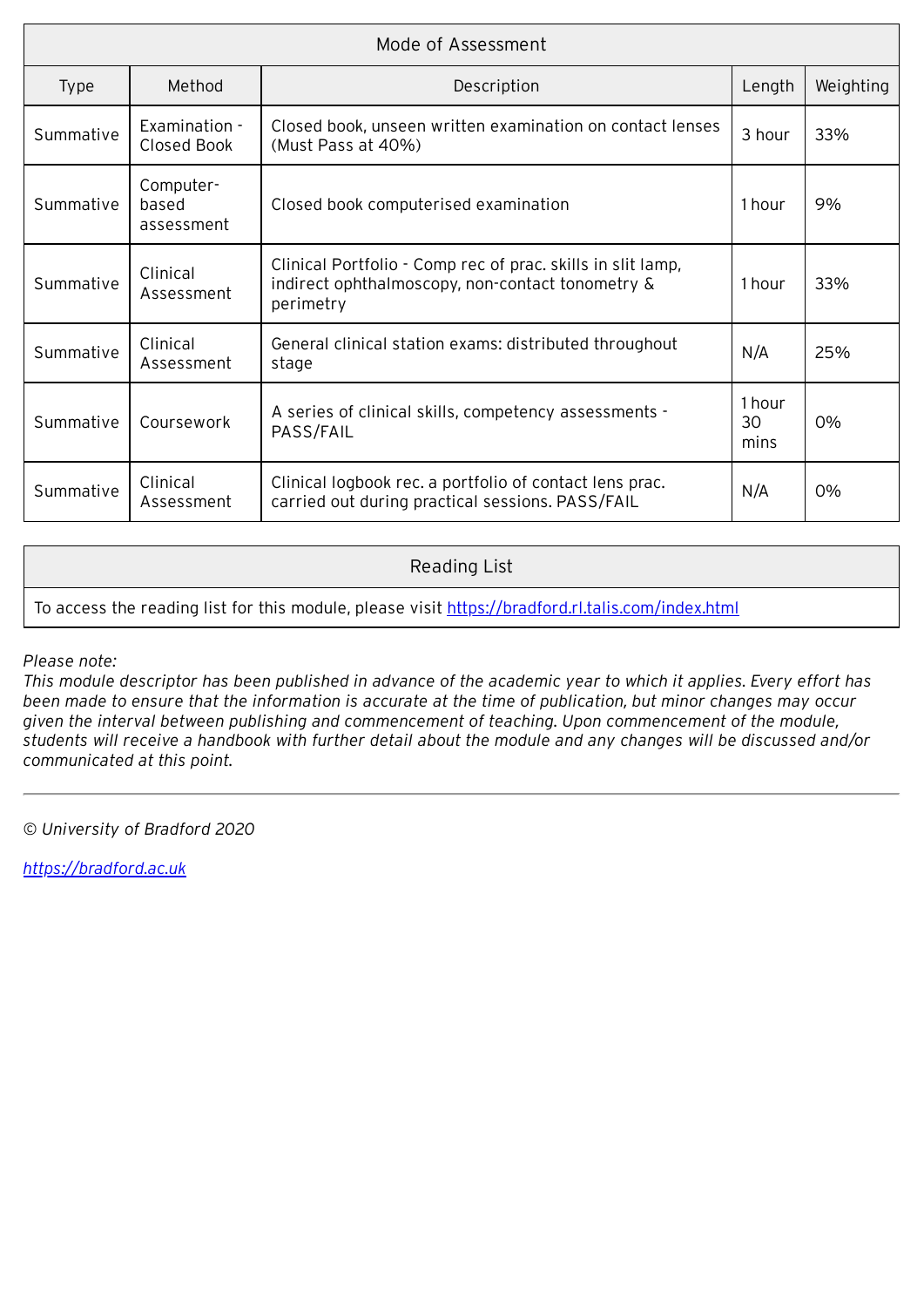## Mode of Assessment

| Type | Method | Description | Length | Weighting |
|---|---|---|---|---|
| Summative | Examination - Closed Book | Closed book, unseen written examination on contact lenses (Must Pass at 40%) | 3 hour | 33% |
| Summative | Computer-based assessment | Closed book computerised examination | 1 hour | 9% |
| Summative | Clinical Assessment | Clinical Portfolio - Comp rec of prac. skills in slit lamp, indirect ophthalmoscopy, non-contact tonometry & perimetry | 1 hour | 33% |
| Summative | Clinical Assessment | General clinical station exams: distributed throughout stage | N/A | 25% |
| Summative | Coursework | A series of clinical skills, competency assessments - PASS/FAIL | 1 hour 30 mins | 0% |
| Summative | Clinical Assessment | Clinical logbook rec. a portfolio of contact lens prac. carried out during practical sessions. PASS/FAIL | N/A | 0% |

## Reading List

To access the reading list for this module, please visit https://bradford.rl.talis.com/index.html

*Please note:*
*This module descriptor has been published in advance of the academic year to which it applies. Every effort has been made to ensure that the information is accurate at the time of publication, but minor changes may occur given the interval between publishing and commencement of teaching. Upon commencement of the module, students will receive a handbook with further detail about the module and any changes will be discussed and/or communicated at this point.*

---

*© University of Bradford 2020*

*https://bradford.ac.uk*